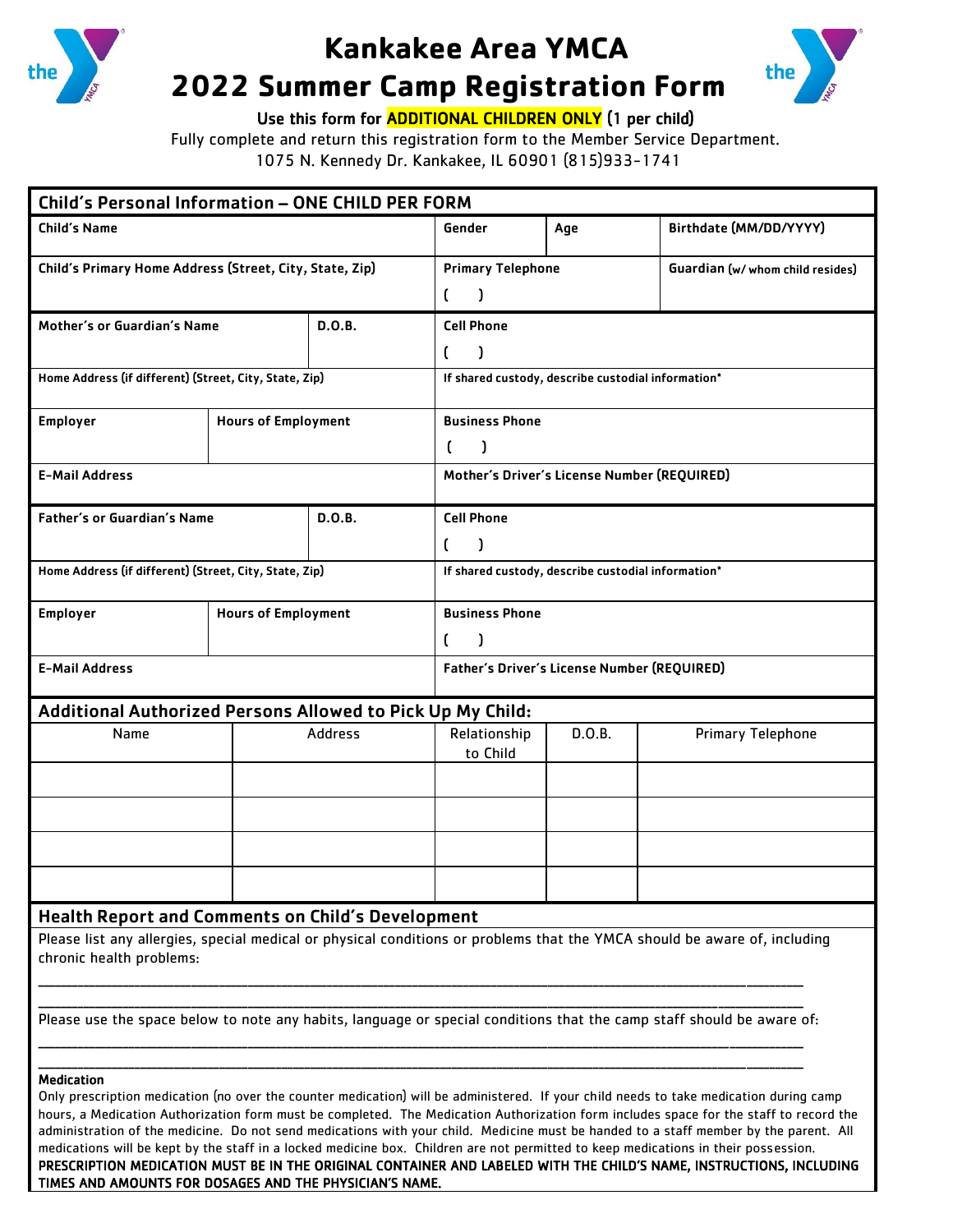# Kankakee Area YMCA
# 2022 Summer Camp Registration Form

**Use this form for ADDITIONAL CHILDREN ONLY (1 per child)**

Fully complete and return this registration form to the Member Service Department.
1075 N. Kennedy Dr. Kankakee, IL 60901 (815)933-1741

## Child's Personal Information – ONE CHILD PER FORM

| Child's Name | | Gender | Age | Birthdate (MM/DD/YYYY) |
|---|---|---|---|---|
| **Child's Primary Home Address (Street, City, State, Zip)** | | **Primary Telephone** ( ) | | **Guardian** (w/ whom child resides) |
| **Mother's or Guardian's Name** | **D.O.B.** | **Cell Phone** ( ) | | |
| **Home Address (if different) (Street, City, State, Zip)** | | **If shared custody, describe custodial information*** | | |
| **Employer** | **Hours of Employment** | **Business Phone** ( ) | | |
| **E-Mail Address** | | **Mother's Driver's License Number (REQUIRED)** | | |
| **Father's or Guardian's Name** | **D.O.B.** | **Cell Phone** ( ) | | |
| **Home Address (if different) (Street, City, State, Zip)** | | **If shared custody, describe custodial information*** | | |
| **Employer** | **Hours of Employment** | **Business Phone** ( ) | | |
| **E-Mail Address** | | **Father's Driver's License Number (REQUIRED)** | | |

## Additional Authorized Persons Allowed to Pick Up My Child:

| Name | Address | Relationship to Child | D.O.B. | Primary Telephone |
|---|---|---|---|---|
| | | | | |
| | | | | |
| | | | | |
| | | | | |

## Health Report and Comments on Child's Development

Please list any allergies, special medical or physical conditions or problems that the YMCA should be aware of, including chronic health problems:

______________________________________________________________________________

______________________________________________________________________________

Please use the space below to note any habits, language or special conditions that the camp staff should be aware of:

______________________________________________________________________________

______________________________________________________________________________

**Medication**

Only prescription medication (no over the counter medication) will be administered. If your child needs to take medication during camp hours, a Medication Authorization form must be completed. The Medication Authorization form includes space for the staff to record the administration of the medicine. Do not send medications with your child. Medicine must be handed to a staff member by the parent. All medications will be kept by the staff in a locked medicine box. Children are not permitted to keep medications in their possession.

PRESCRIPTION MEDICATION MUST BE IN THE ORIGINAL CONTAINER AND LABELED WITH THE CHILD'S NAME, INSTRUCTIONS, INCLUDING TIMES AND AMOUNTS FOR DOSAGES AND THE PHYSICIAN'S NAME.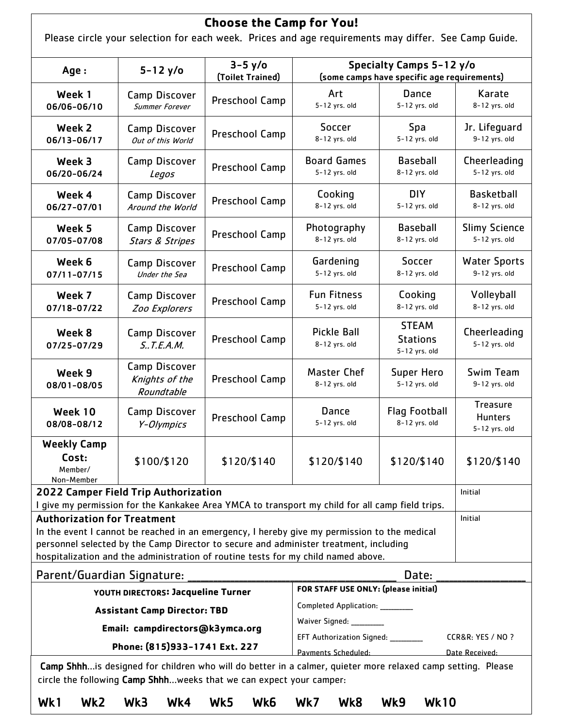## Choose the Camp for You!

Please circle your selection for each week. Prices and age requirements may differ. See Camp Guide.

| Age : | 5-12 y/o | 3-5 y/o (Toilet Trained) | Specialty Camps 5-12 y/o (some camps have specific age requirements) | | |
|---|---|---|---|---|---|
| **Week 1** 06/06-06/10 | Camp Discover *Summer Forever* | Preschool Camp | Art 5-12 yrs. old | Dance 5-12 yrs. old | Karate 8-12 yrs. old |
| **Week 2** 06/13-06/17 | Camp Discover *Out of this World* | Preschool Camp | Soccer 8-12 yrs. old | Spa 5-12 yrs. old | Jr. Lifeguard 9-12 yrs. old |
| **Week 3** 06/20-06/24 | Camp Discover *Legos* | Preschool Camp | Board Games 5-12 yrs. old | Baseball 8-12 yrs. old | Cheerleading 5-12 yrs. old |
| **Week 4** 06/27-07/01 | Camp Discover *Around the World* | Preschool Camp | Cooking 8-12 yrs. old | DIY 5-12 yrs. old | Basketball 8-12 yrs. old |
| **Week 5** 07/05-07/08 | Camp Discover *Stars & Stripes* | Preschool Camp | Photography 8-12 yrs. old | Baseball 8-12 yrs. old | Slimy Science 5-12 yrs. old |
| **Week 6** 07/11-07/15 | Camp Discover *Under the Sea* | Preschool Camp | Gardening 5-12 yrs. old | Soccer 8-12 yrs. old | Water Sports 9-12 yrs. old |
| **Week 7** 07/18-07/22 | Camp Discover *Zoo Explorers* | Preschool Camp | Fun Fitness 5-12 yrs. old | Cooking 8-12 yrs. old | Volleyball 8-12 yrs. old |
| **Week 8** 07/25-07/29 | Camp Discover *S..T.E.A.M.* | Preschool Camp | Pickle Ball 8-12 yrs. old | STEAM Stations 5-12 yrs. old | Cheerleading 5-12 yrs. old |
| **Week 9** 08/01-08/05 | Camp Discover *Knights of the Roundtable* | Preschool Camp | Master Chef 8-12 yrs. old | Super Hero 5-12 yrs. old | Swim Team 9-12 yrs. old |
| **Week 10** 08/08-08/12 | Camp Discover *Y-Olympics* | Preschool Camp | Dance 5-12 yrs. old | Flag Football 8-12 yrs. old | Treasure Hunters 5-12 yrs. old |
| **Weekly Camp Cost:** Member/ Non-Member | $100/$120 | $120/$140 | $120/$140 | $120/$140 | $120/$140 |

| | |
|---|---|
| **2022 Camper Field Trip Authorization** I give my permission for the Kankakee Area YMCA to transport my child for all camp field trips. | Initial |
| **Authorization for Treatment** In the event I cannot be reached in an emergency, I hereby give my permission to the medical personnel selected by the Camp Director to secure and administer treatment, including hospitalization and the administration of routine tests for my child named above. | Initial |

Parent/Guardian Signature: ______________________________ Date: ____________

**YOUTH DIRECTORS: Jacqueline Turner**

**Assistant Camp Director: TBD**

**Email: campdirectors@k3ymca.org**

**Phone: (815)933-1741 Ext. 227**

**FOR STAFF USE ONLY: (please initial)**

Completed Application: ________

Waiver Signed: ________

EFT Authorization Signed: ________ CCR&R: YES / NO ?

Payments Scheduled: Date Received:

**Camp Shhh**...is designed for children who will do better in a calmer, quieter more relaxed camp setting. Please circle the following **Camp Shhh**...weeks that we can expect your camper:

Wk1 Wk2 Wk3 Wk4 Wk5 Wk6 Wk7 Wk8 Wk9 Wk10